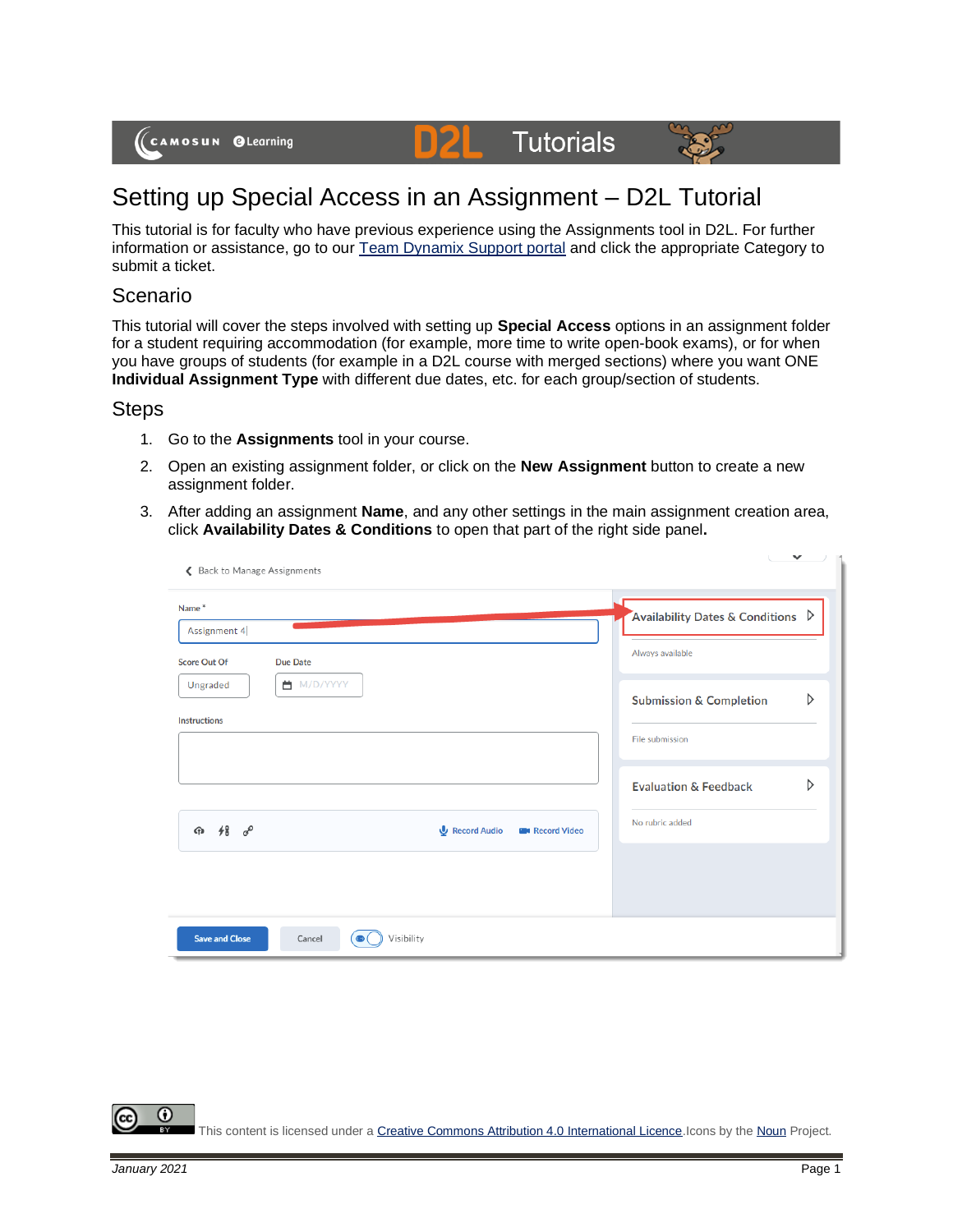# Setting up Special Access in an Assignment – D2L Tutorial

This tutorial is for faculty who have previous experience using the Assignments tool in D2L. For further information or assistance, go to our Team Dynamix Support portal and click the appropriate Category to submit a ticket.

## Scenario

This tutorial will cover the steps involved with setting up **Special Access** options in an assignment folder for a student requiring accommodation (for example, more time to write open-book exams), or for when you have groups of students (for example in a D2L course with merged sections) where you want ONE **Individual Assignment Type** with different due dates, etc. for each group/section of students.

## Steps

1. Go to the **Assignments** tool in your course.
2. Open an existing assignment folder, or click on the **New Assignment** button to create a new assignment folder.
3. After adding an assignment **Name**, and any other settings in the main assignment creation area, click **Availability Dates & Conditions** to open that part of the right side panel.

This content is licensed under a Creative Commons Attribution 4.0 International Licence. Icons by the Noun Project.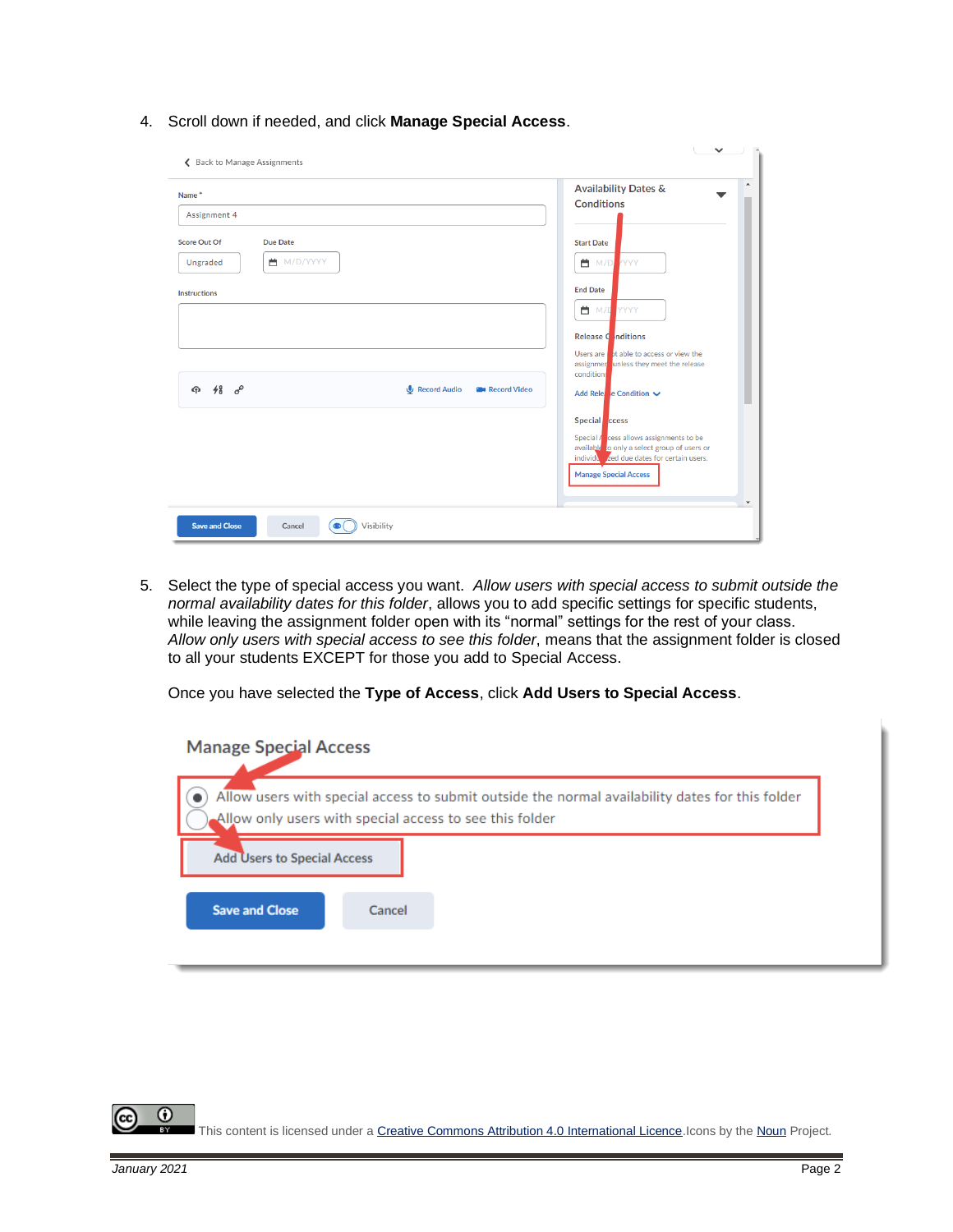4. Scroll down if needed, and click **Manage Special Access**.

5. Select the type of special access you want. *Allow users with special access to submit outside the normal availability dates for this folder*, allows you to add specific settings for specific students, while leaving the assignment folder open with its “normal” settings for the rest of your class. *Allow only users with special access to see this folder*, means that the assignment folder is closed to all your students EXCEPT for those you add to Special Access.

   Once you have selected the **Type of Access**, click **Add Users to Special Access**.

This content is licensed under a Creative Commons Attribution 4.0 International Licence. Icons by the Noun Project.

January 2021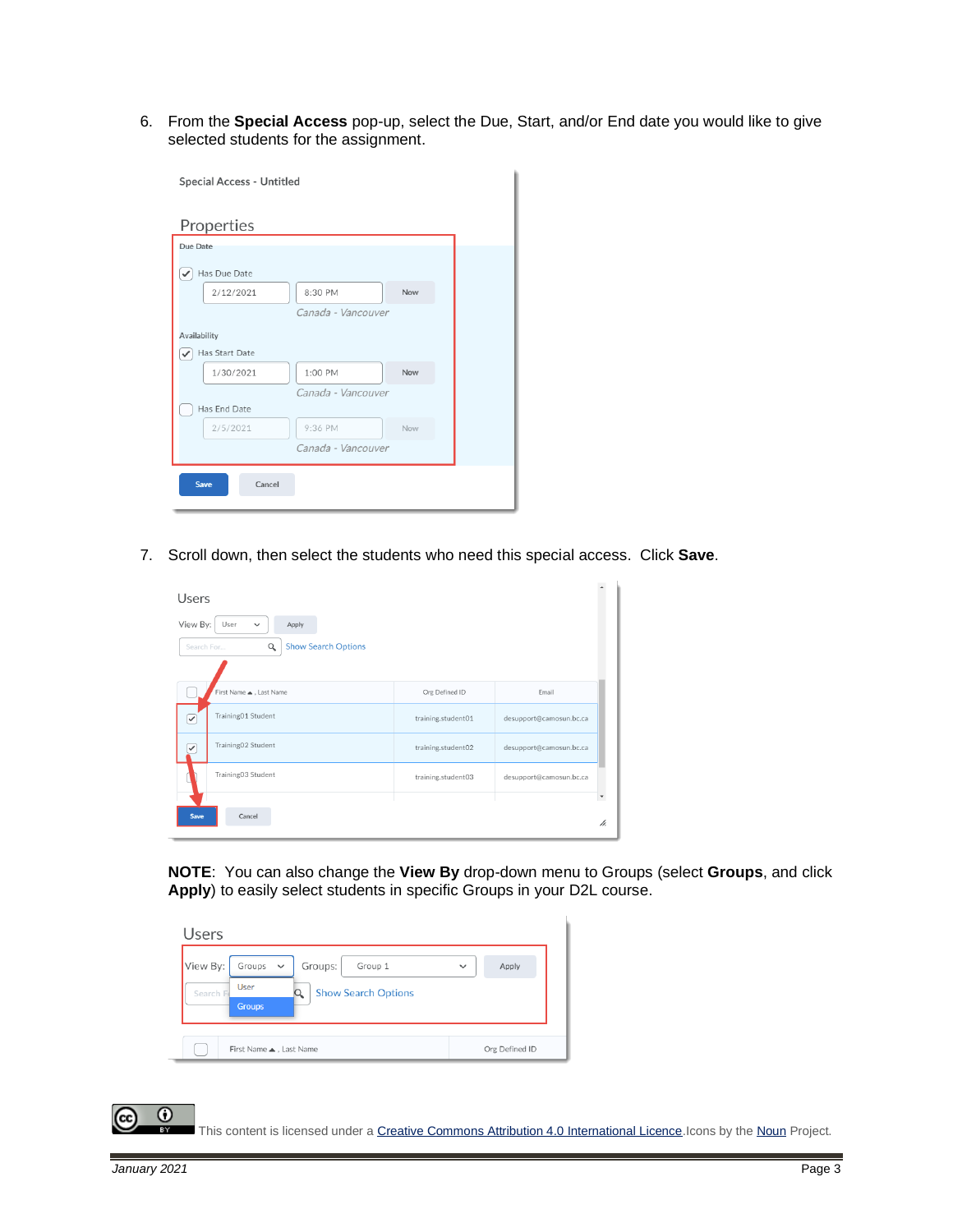6. From the **Special Access** pop-up, select the Due, Start, and/or End date you would like to give selected students for the assignment.

7. Scroll down, then select the students who need this special access. Click **Save**.

**NOTE**: You can also change the **View By** drop-down menu to Groups (select **Groups**, and click **Apply**) to easily select students in specific Groups in your D2L course.

This content is licensed under a Creative Commons Attribution 4.0 International Licence. Icons by the Noun Project.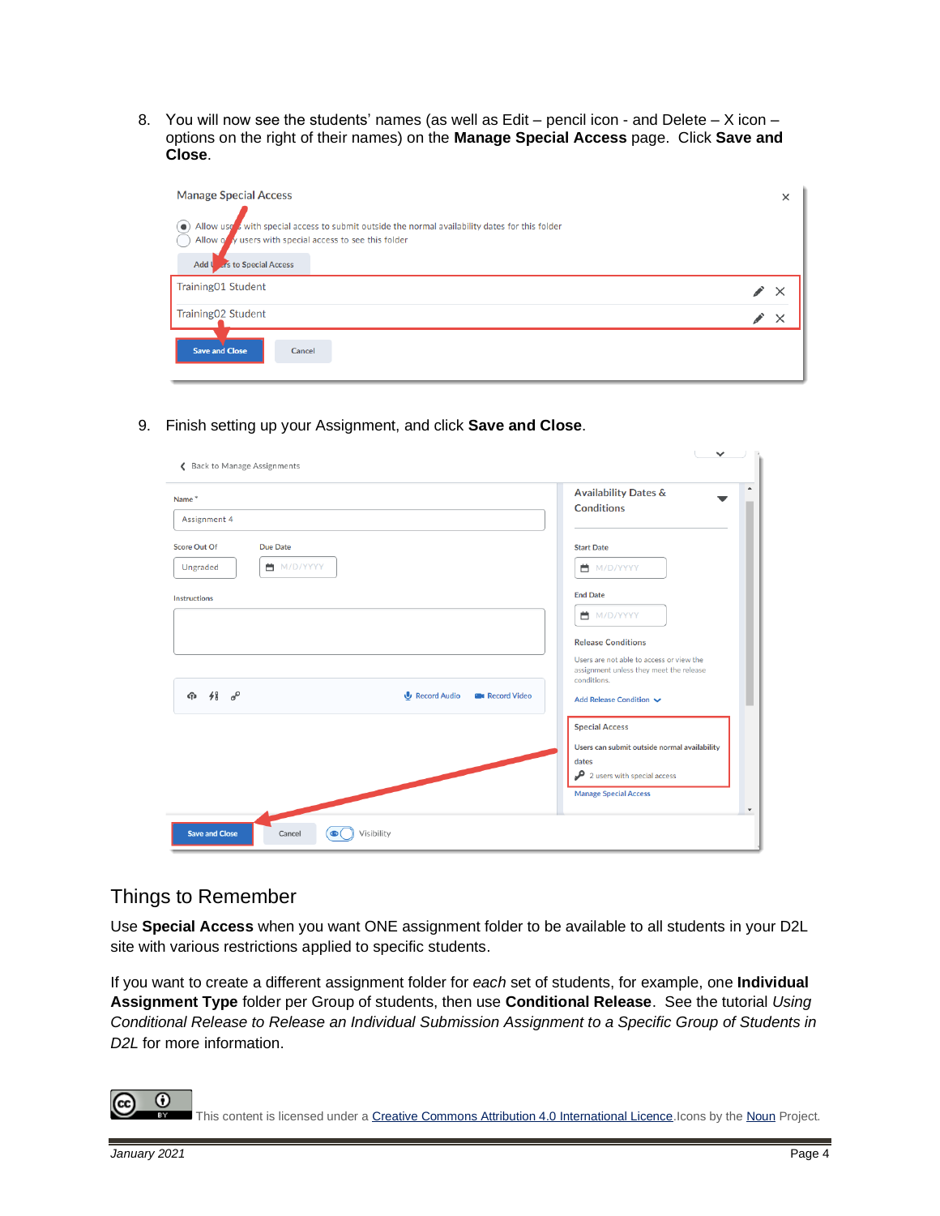8. You will now see the students' names (as well as Edit – pencil icon - and Delete – X icon – options on the right of their names) on the **Manage Special Access** page. Click **Save and Close**.

9. Finish setting up your Assignment, and click **Save and Close**.

## Things to Remember

Use **Special Access** when you want ONE assignment folder to be available to all students in your D2L site with various restrictions applied to specific students.

If you want to create a different assignment folder for *each* set of students, for example, one **Individual Assignment Type** folder per Group of students, then use **Conditional Release**. See the tutorial *Using Conditional Release to Release an Individual Submission Assignment to a Specific Group of Students in D2L* for more information.

This content is licensed under a [Creative Commons Attribution 4.0 International Licence](). Icons by the [Noun]() Project.

*January 2021*